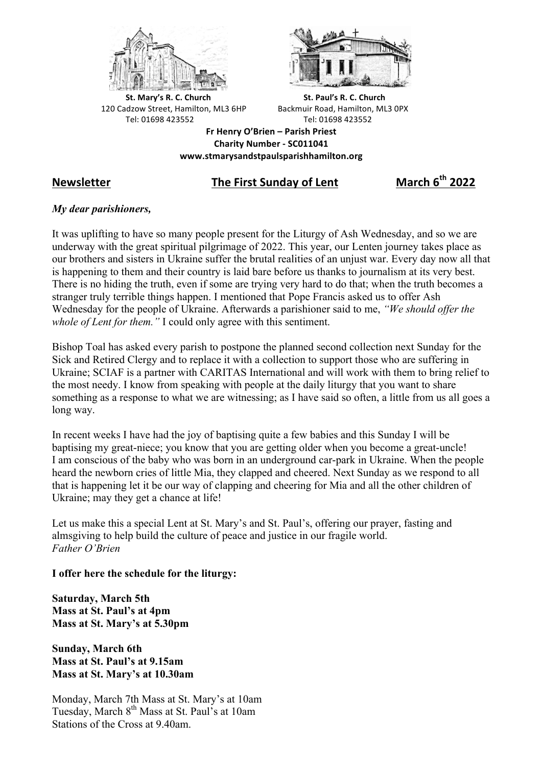**St. Mary's R. C. Church**
120 Cadzow Street, Hamilton, ML3 6HP
Tel: 01698 423552

**St. Paul's R. C. Church**
Backmuir Road, Hamilton, ML3 0PX
Tel: 01698 423552

**Fr Henry O'Brien – Parish Priest**
**Charity Number - SC011041**
**www.stmarysandstpaulsparishhamilton.org**

**Newsletter** **The First Sunday of Lent** **March 6th 2022**

***My dear parishioners,***

It was uplifting to have so many people present for the Liturgy of Ash Wednesday, and so we are underway with the great spiritual pilgrimage of 2022. This year, our Lenten journey takes place as our brothers and sisters in Ukraine suffer the brutal realities of an unjust war. Every day now all that is happening to them and their country is laid bare before us thanks to journalism at its very best. There is no hiding the truth, even if some are trying very hard to do that; when the truth becomes a stranger truly terrible things happen. I mentioned that Pope Francis asked us to offer Ash Wednesday for the people of Ukraine. Afterwards a parishioner said to me, *"We should offer the whole of Lent for them."* I could only agree with this sentiment.

Bishop Toal has asked every parish to postpone the planned second collection next Sunday for the Sick and Retired Clergy and to replace it with a collection to support those who are suffering in Ukraine; SCIAF is a partner with CARITAS International and will work with them to bring relief to the most needy. I know from speaking with people at the daily liturgy that you want to share something as a response to what we are witnessing; as I have said so often, a little from us all goes a long way.

In recent weeks I have had the joy of baptising quite a few babies and this Sunday I will be baptising my great-niece; you know that you are getting older when you become a great-uncle! I am conscious of the baby who was born in an underground car-park in Ukraine. When the people heard the newborn cries of little Mia, they clapped and cheered. Next Sunday as we respond to all that is happening let it be our way of clapping and cheering for Mia and all the other children of Ukraine; may they get a chance at life!

Let us make this a special Lent at St. Mary's and St. Paul's, offering our prayer, fasting and almsgiving to help build the culture of peace and justice in our fragile world.
*Father O'Brien*

**I offer here the schedule for the liturgy:**

**Saturday, March 5th**
**Mass at St. Paul's at 4pm**
**Mass at St. Mary's at 5.30pm**

**Sunday, March 6th**
**Mass at St. Paul's at 9.15am**
**Mass at St. Mary's at 10.30am**

Monday, March 7th Mass at St. Mary's at 10am
Tuesday, March 8th Mass at St. Paul's at 10am
Stations of the Cross at 9.40am.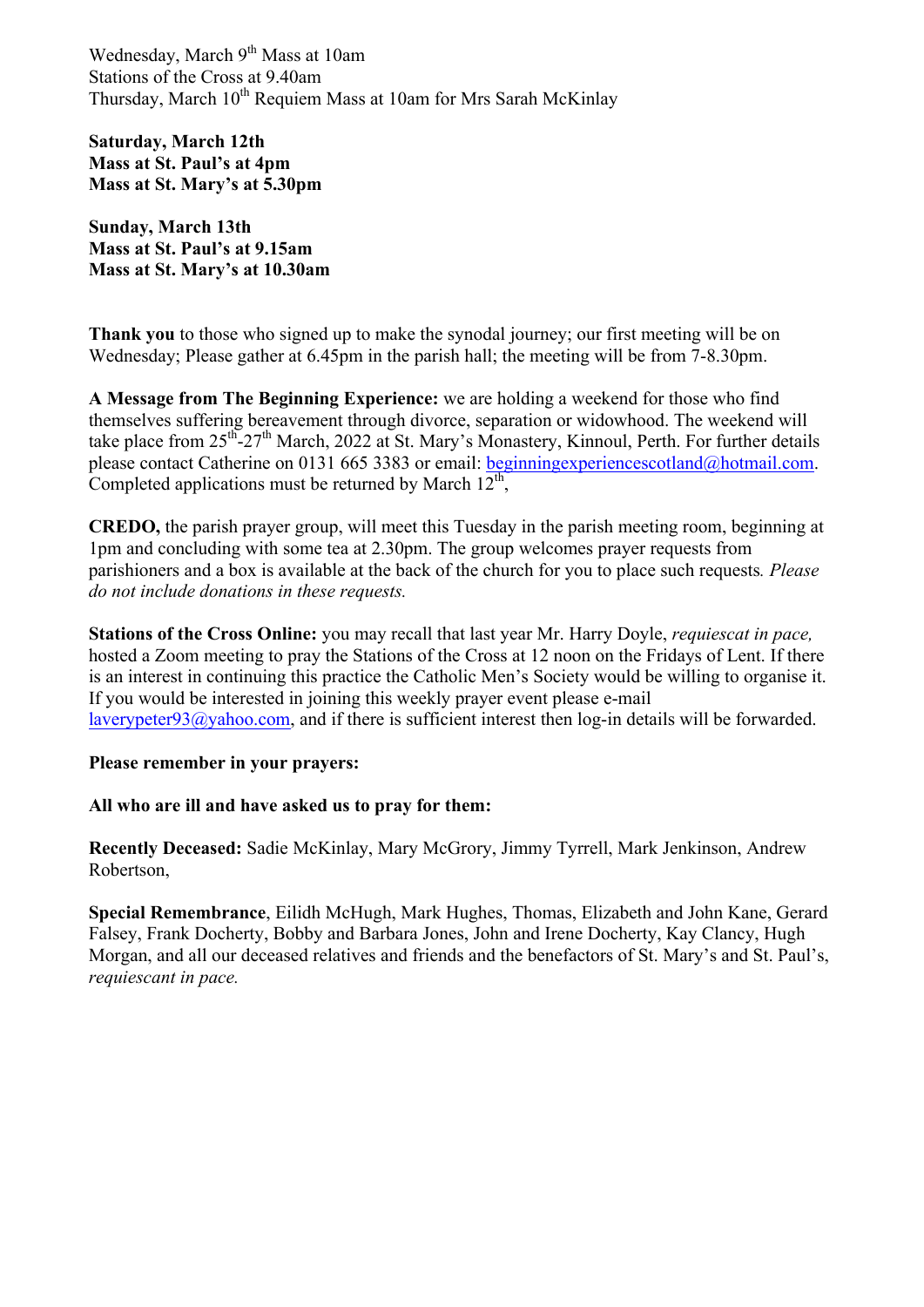Wednesday, March 9th Mass at 10am
Stations of the Cross at 9.40am
Thursday, March 10th Requiem Mass at 10am for Mrs Sarah McKinlay

**Saturday, March 12th**
**Mass at St. Paul's at 4pm**
**Mass at St. Mary's at 5.30pm**

**Sunday, March 13th**
**Mass at St. Paul's at 9.15am**
**Mass at St. Mary's at 10.30am**

**Thank you** to those who signed up to make the synodal journey; our first meeting will be on Wednesday; Please gather at 6.45pm in the parish hall; the meeting will be from 7-8.30pm.

**A Message from The Beginning Experience:** we are holding a weekend for those who find themselves suffering bereavement through divorce, separation or widowhood. The weekend will take place from 25th-27th March, 2022 at St. Mary's Monastery, Kinnoul, Perth. For further details please contact Catherine on 0131 665 3383 or email: beginningexperiencescotland@hotmail.com. Completed applications must be returned by March 12th,

**CREDO,** the parish prayer group, will meet this Tuesday in the parish meeting room, beginning at 1pm and concluding with some tea at 2.30pm. The group welcomes prayer requests from parishioners and a box is available at the back of the church for you to place such requests*. Please do not include donations in these requests.*

**Stations of the Cross Online:** you may recall that last year Mr. Harry Doyle, *requiescat in pace,* hosted a Zoom meeting to pray the Stations of the Cross at 12 noon on the Fridays of Lent. If there is an interest in continuing this practice the Catholic Men's Society would be willing to organise it. If you would be interested in joining this weekly prayer event please e-mail laverypeter93@yahoo.com, and if there is sufficient interest then log-in details will be forwarded.

**Please remember in your prayers:**

**All who are ill and have asked us to pray for them:**

**Recently Deceased:** Sadie McKinlay, Mary McGrory, Jimmy Tyrrell, Mark Jenkinson, Andrew Robertson,

**Special Remembrance**, Eilidh McHugh, Mark Hughes, Thomas, Elizabeth and John Kane, Gerard Falsey, Frank Docherty, Bobby and Barbara Jones, John and Irene Docherty, Kay Clancy, Hugh Morgan, and all our deceased relatives and friends and the benefactors of St. Mary's and St. Paul's, *requiescant in pace.*